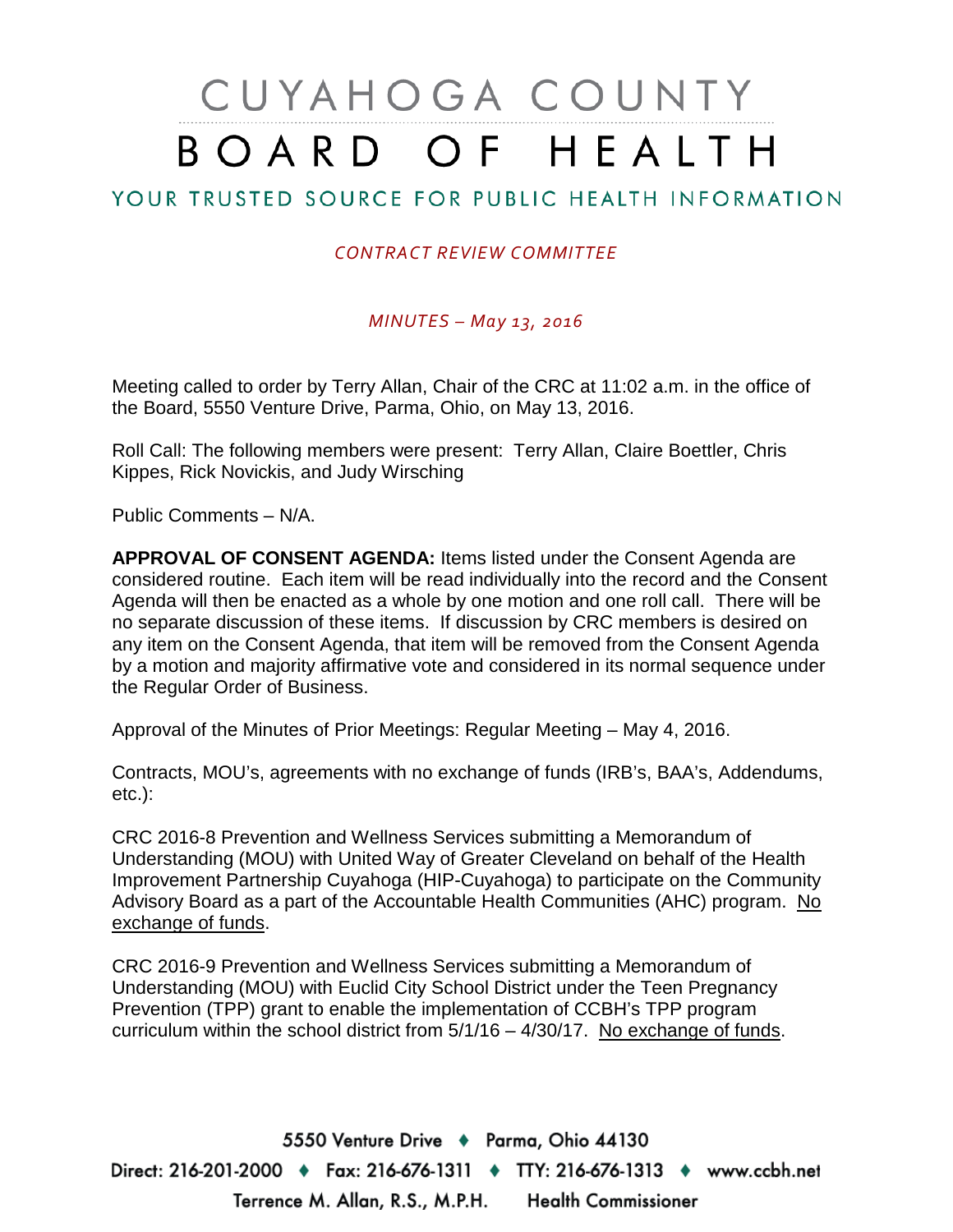# CUYAHOGA COUNTY BOARD OF HEALTH

## YOUR TRUSTED SOURCE FOR PUBLIC HEALTH INFORMATION

*CONTRACT REVIEW COMMITTEE*

*MINUTES – May 13, 2016*

Meeting called to order by Terry Allan, Chair of the CRC at 11:02 a.m. in the office of the Board, 5550 Venture Drive, Parma, Ohio, on May 13, 2016.

Roll Call: The following members were present: Terry Allan, Claire Boettler, Chris Kippes, Rick Novickis, and Judy Wirsching

Public Comments – N/A.

**APPROVAL OF CONSENT AGENDA:** Items listed under the Consent Agenda are considered routine. Each item will be read individually into the record and the Consent Agenda will then be enacted as a whole by one motion and one roll call. There will be no separate discussion of these items. If discussion by CRC members is desired on any item on the Consent Agenda, that item will be removed from the Consent Agenda by a motion and majority affirmative vote and considered in its normal sequence under the Regular Order of Business.

Approval of the Minutes of Prior Meetings: Regular Meeting – May 4, 2016.

Contracts, MOU's, agreements with no exchange of funds (IRB's, BAA's, Addendums, etc.):

CRC 2016-8 Prevention and Wellness Services submitting a Memorandum of Understanding (MOU) with United Way of Greater Cleveland on behalf of the Health Improvement Partnership Cuyahoga (HIP-Cuyahoga) to participate on the Community Advisory Board as a part of the Accountable Health Communities (AHC) program. No exchange of funds.

CRC 2016-9 Prevention and Wellness Services submitting a Memorandum of Understanding (MOU) with Euclid City School District under the Teen Pregnancy Prevention (TPP) grant to enable the implementation of CCBH's TPP program curriculum within the school district from 5/1/16 – 4/30/17. No exchange of funds.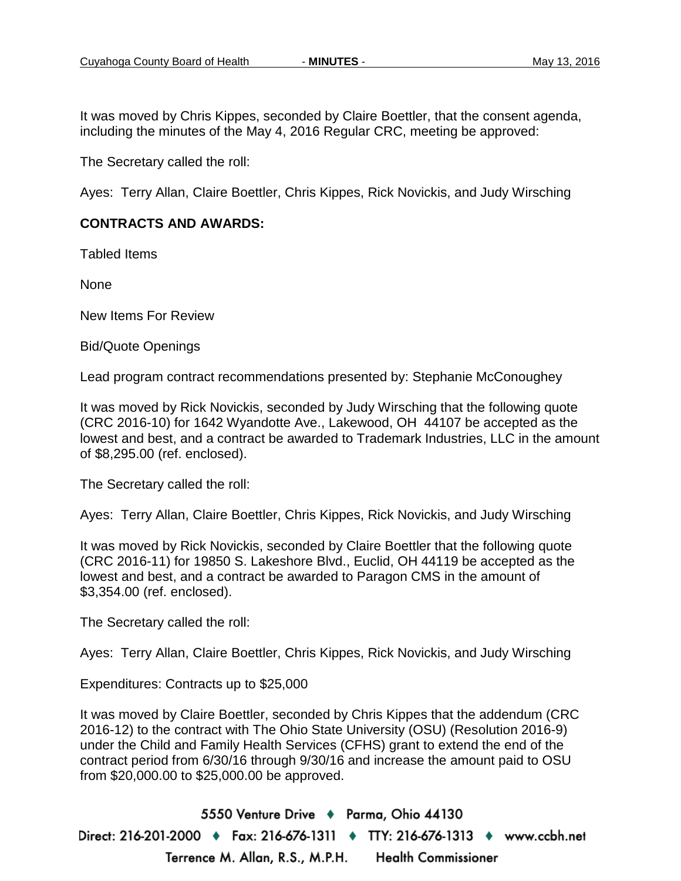It was moved by Chris Kippes, seconded by Claire Boettler, that the consent agenda, including the minutes of the May 4, 2016 Regular CRC, meeting be approved:

The Secretary called the roll:

Ayes: Terry Allan, Claire Boettler, Chris Kippes, Rick Novickis, and Judy Wirsching

**CONTRACTS AND AWARDS:**

Tabled Items

None

New Items For Review

Bid/Quote Openings

Lead program contract recommendations presented by: Stephanie McConoughey

It was moved by Rick Novickis, seconded by Judy Wirsching that the following quote (CRC 2016-10) for 1642 Wyandotte Ave., Lakewood, OH 44107 be accepted as the lowest and best, and a contract be awarded to Trademark Industries, LLC in the amount of $8,295.00 (ref. enclosed).

The Secretary called the roll:

Ayes: Terry Allan, Claire Boettler, Chris Kippes, Rick Novickis, and Judy Wirsching

It was moved by Rick Novickis, seconded by Claire Boettler that the following quote (CRC 2016-11) for 19850 S. Lakeshore Blvd., Euclid, OH 44119 be accepted as the lowest and best, and a contract be awarded to Paragon CMS in the amount of $3,354.00 (ref. enclosed).

The Secretary called the roll:

Ayes: Terry Allan, Claire Boettler, Chris Kippes, Rick Novickis, and Judy Wirsching

Expenditures: Contracts up to $25,000

It was moved by Claire Boettler, seconded by Chris Kippes that the addendum (CRC 2016-12) to the contract with The Ohio State University (OSU) (Resolution 2016-9) under the Child and Family Health Services (CFHS) grant to extend the end of the contract period from 6/30/16 through 9/30/16 and increase the amount paid to OSU from $20,000.00 to $25,000.00 be approved.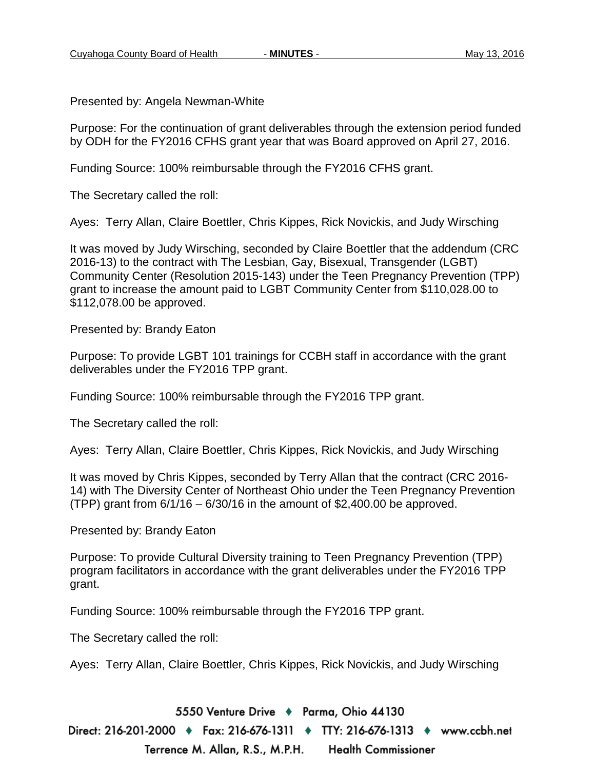Presented by: Angela Newman-White

Purpose: For the continuation of grant deliverables through the extension period funded by ODH for the FY2016 CFHS grant year that was Board approved on April 27, 2016.

Funding Source: 100% reimbursable through the FY2016 CFHS grant.

The Secretary called the roll:

Ayes: Terry Allan, Claire Boettler, Chris Kippes, Rick Novickis, and Judy Wirsching

It was moved by Judy Wirsching, seconded by Claire Boettler that the addendum (CRC 2016-13) to the contract with The Lesbian, Gay, Bisexual, Transgender (LGBT) Community Center (Resolution 2015-143) under the Teen Pregnancy Prevention (TPP) grant to increase the amount paid to LGBT Community Center from $110,028.00 to $112,078.00 be approved.

Presented by: Brandy Eaton

Purpose: To provide LGBT 101 trainings for CCBH staff in accordance with the grant deliverables under the FY2016 TPP grant.

Funding Source: 100% reimbursable through the FY2016 TPP grant.

The Secretary called the roll:

Ayes: Terry Allan, Claire Boettler, Chris Kippes, Rick Novickis, and Judy Wirsching

It was moved by Chris Kippes, seconded by Terry Allan that the contract (CRC 2016-14) with The Diversity Center of Northeast Ohio under the Teen Pregnancy Prevention (TPP) grant from 6/1/16 – 6/30/16 in the amount of $2,400.00 be approved.

Presented by: Brandy Eaton

Purpose: To provide Cultural Diversity training to Teen Pregnancy Prevention (TPP) program facilitators in accordance with the grant deliverables under the FY2016 TPP grant.

Funding Source: 100% reimbursable through the FY2016 TPP grant.

The Secretary called the roll:

Ayes: Terry Allan, Claire Boettler, Chris Kippes, Rick Novickis, and Judy Wirsching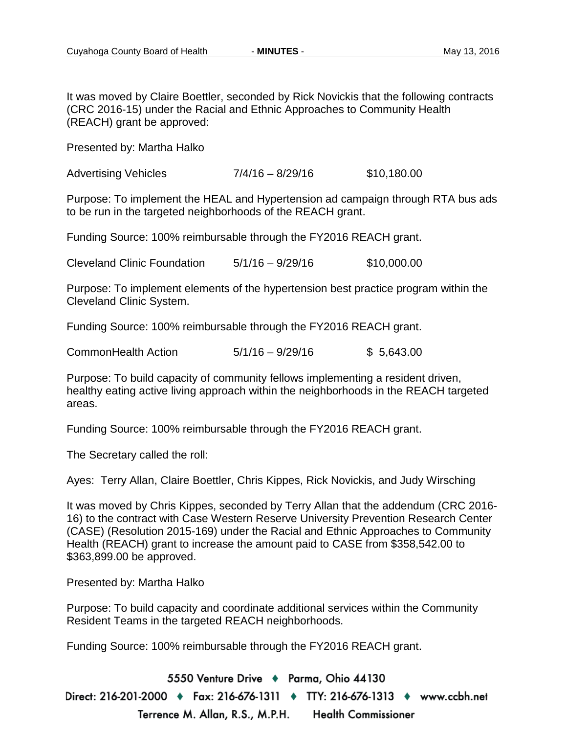It was moved by Claire Boettler, seconded by Rick Novickis that the following contracts (CRC 2016-15) under the Racial and Ethnic Approaches to Community Health (REACH) grant be approved:

Presented by: Martha Halko

Advertising Vehicles 7/4/16 – 8/29/16 $10,180.00

Purpose: To implement the HEAL and Hypertension ad campaign through RTA bus ads to be run in the targeted neighborhoods of the REACH grant.

Funding Source: 100% reimbursable through the FY2016 REACH grant.

Cleveland Clinic Foundation 5/1/16 – 9/29/16 $10,000.00

Purpose: To implement elements of the hypertension best practice program within the Cleveland Clinic System.

Funding Source: 100% reimbursable through the FY2016 REACH grant.

CommonHealth Action 5/1/16 – 9/29/16 $ 5,643.00

Purpose: To build capacity of community fellows implementing a resident driven, healthy eating active living approach within the neighborhoods in the REACH targeted areas.

Funding Source: 100% reimbursable through the FY2016 REACH grant.

The Secretary called the roll:

Ayes: Terry Allan, Claire Boettler, Chris Kippes, Rick Novickis, and Judy Wirsching

It was moved by Chris Kippes, seconded by Terry Allan that the addendum (CRC 2016-16) to the contract with Case Western Reserve University Prevention Research Center (CASE) (Resolution 2015-169) under the Racial and Ethnic Approaches to Community Health (REACH) grant to increase the amount paid to CASE from $358,542.00 to $363,899.00 be approved.

Presented by: Martha Halko

Purpose: To build capacity and coordinate additional services within the Community Resident Teams in the targeted REACH neighborhoods.

Funding Source: 100% reimbursable through the FY2016 REACH grant.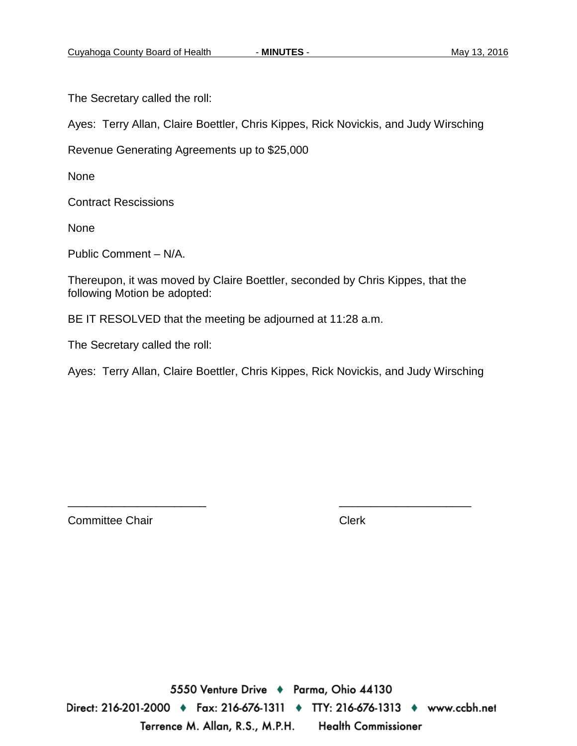The Secretary called the roll:

Ayes: Terry Allan, Claire Boettler, Chris Kippes, Rick Novickis, and Judy Wirsching

Revenue Generating Agreements up to $25,000

None

Contract Rescissions

None

Public Comment – N/A.

Thereupon, it was moved by Claire Boettler, seconded by Chris Kippes, that the following Motion be adopted:

BE IT RESOLVED that the meeting be adjourned at 11:28 a.m.

The Secretary called the roll:

Ayes: Terry Allan, Claire Boettler, Chris Kippes, Rick Novickis, and Judy Wirsching

______________________ ______________________

Committee Chair Clerk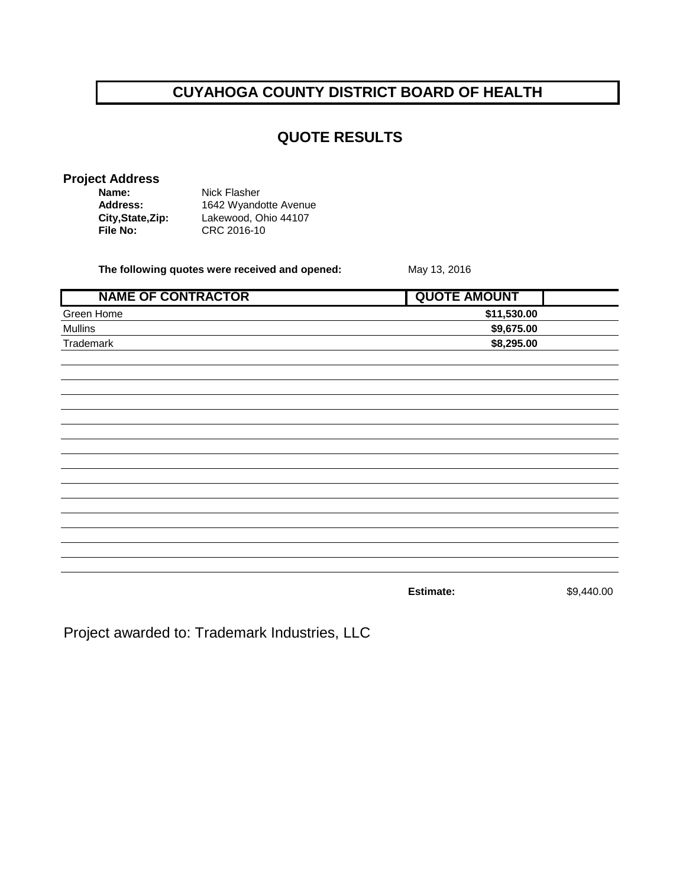# CUYAHOGA COUNTY DISTRICT BOARD OF HEALTH

## QUOTE RESULTS

**Project Address**

**Name:** Nick Flasher
**Address:** 1642 Wyandotte Avenue
**City,State,Zip:** Lakewood, Ohio 44107
**File No:** CRC 2016-10

**The following quotes were received and opened:** May 13, 2016

| NAME OF CONTRACTOR | QUOTE AMOUNT | |
|---|---|---|
| Green Home | **$11,530.00** | |
| Mullins | **$9,675.00** | |
| Trademark | **$8,295.00** | |

**Estimate:** $9,440.00

Project awarded to: Trademark Industries, LLC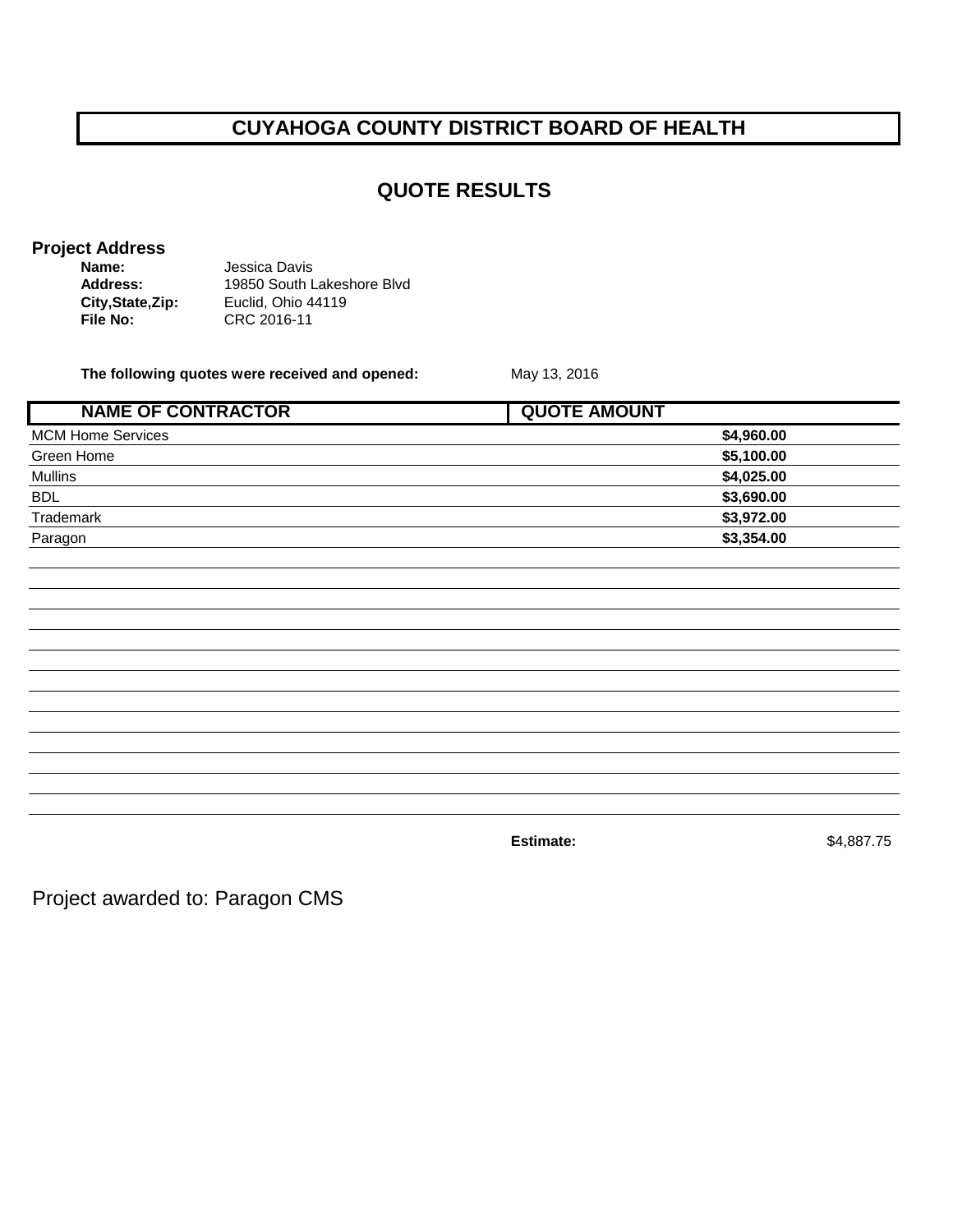# CUYAHOGA COUNTY DISTRICT BOARD OF HEALTH

## QUOTE RESULTS

**Project Address**

**Name:** Jessica Davis
**Address:** 19850 South Lakeshore Blvd
**City,State,Zip:** Euclid, Ohio 44119
**File No:** CRC 2016-11

**The following quotes were received and opened:** May 13, 2016

| NAME OF CONTRACTOR | QUOTE AMOUNT |
|---|---|
| MCM Home Services | **$4,960.00** |
| Green Home | **$5,100.00** |
| Mullins | **$4,025.00** |
| BDL | **$3,690.00** |
| Trademark | **$3,972.00** |
| Paragon | **$3,354.00** |

**Estimate:** $4,887.75

Project awarded to: Paragon CMS